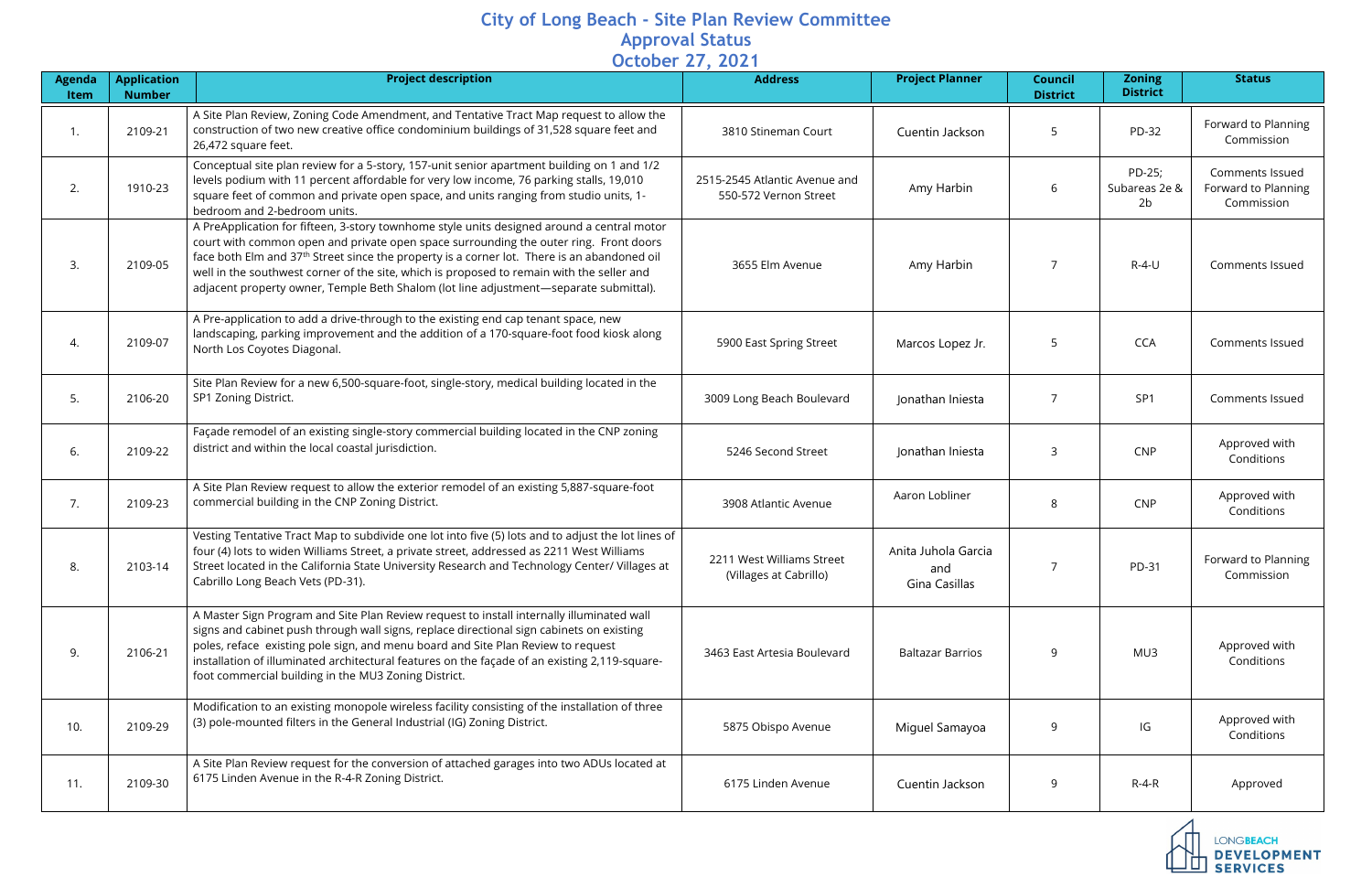# City of Long Beach - Site Plan Review Committee

## Approval Status

## October 27, 2021

| Agenda Item | Application Number | Project description | Address | Project Planner | Council District | Zoning District | Status |
|---|---|---|---|---|---|---|---|
| 1. | 2109-21 | A Site Plan Review, Zoning Code Amendment, and Tentative Tract Map request to allow the construction of two new creative office condominium buildings of 31,528 square feet and 26,472 square feet. | 3810 Stineman Court | Cuentin Jackson | 5 | PD-32 | Forward to Planning Commission |
| 2. | 1910-23 | Conceptual site plan review for a 5-story, 157-unit senior apartment building on 1 and 1/2 levels podium with 11 percent affordable for very low income, 76 parking stalls, 19,010 square feet of common and private open space, and units ranging from studio units, 1-bedroom and 2-bedroom units. | 2515-2545 Atlantic Avenue and 550-572 Vernon Street | Amy Harbin | 6 | PD-25; Subareas 2e & 2b | Comments Issued Forward to Planning Commission |
| 3. | 2109-05 | A PreApplication for fifteen, 3-story townhome style units designed around a central motor court with common open and private open space surrounding the outer ring. Front doors face both Elm and 37th Street since the property is a corner lot. There is an abandoned oil well in the southwest corner of the site, which is proposed to remain with the seller and adjacent property owner, Temple Beth Shalom (lot line adjustment—separate submittal). | 3655 Elm Avenue | Amy Harbin | 7 | R-4-U | Comments Issued |
| 4. | 2109-07 | A Pre-application to add a drive-through to the existing end cap tenant space, new landscaping, parking improvement and the addition of a 170-square-foot food kiosk along North Los Coyotes Diagonal. | 5900 East Spring Street | Marcos Lopez Jr. | 5 | CCA | Comments Issued |
| 5. | 2106-20 | Site Plan Review for a new 6,500-square-foot, single-story, medical building located in the SP1 Zoning District. | 3009 Long Beach Boulevard | Jonathan Iniesta | 7 | SP1 | Comments Issued |
| 6. | 2109-22 | Façade remodel of an existing single-story commercial building located in the CNP zoning district and within the local coastal jurisdiction. | 5246 Second Street | Jonathan Iniesta | 3 | CNP | Approved with Conditions |
| 7. | 2109-23 | A Site Plan Review request to allow the exterior remodel of an existing 5,887-square-foot commercial building in the CNP Zoning District. | 3908 Atlantic Avenue | Aaron Lobliner | 8 | CNP | Approved with Conditions |
| 8. | 2103-14 | Vesting Tentative Tract Map to subdivide one lot into five (5) lots and to adjust the lot lines of four (4) lots to widen Williams Street, a private street, addressed as 2211 West Williams Street located in the California State University Research and Technology Center/ Villages at Cabrillo Long Beach Vets (PD-31). | 2211 West Williams Street (Villages at Cabrillo) | Anita Juhola Garcia and Gina Casillas | 7 | PD-31 | Forward to Planning Commission |
| 9. | 2106-21 | A Master Sign Program and Site Plan Review request to install internally illuminated wall signs and cabinet push through wall signs, replace directional sign cabinets on existing poles, reface existing pole sign, and menu board and Site Plan Review to request installation of illuminated architectural features on the façade of an existing 2,119-square-foot commercial building in the MU3 Zoning District. | 3463 East Artesia Boulevard | Baltazar Barrios | 9 | MU3 | Approved with Conditions |
| 10. | 2109-29 | Modification to an existing monopole wireless facility consisting of the installation of three (3) pole-mounted filters in the General Industrial (IG) Zoning District. | 5875 Obispo Avenue | Miguel Samayoa | 9 | IG | Approved with Conditions |
| 11. | 2109-30 | A Site Plan Review request for the conversion of attached garages into two ADUs located at 6175 Linden Avenue in the R-4-R Zoning District. | 6175 Linden Avenue | Cuentin Jackson | 9 | R-4-R | Approved |

LONGBEACH DEVELOPMENT SERVICES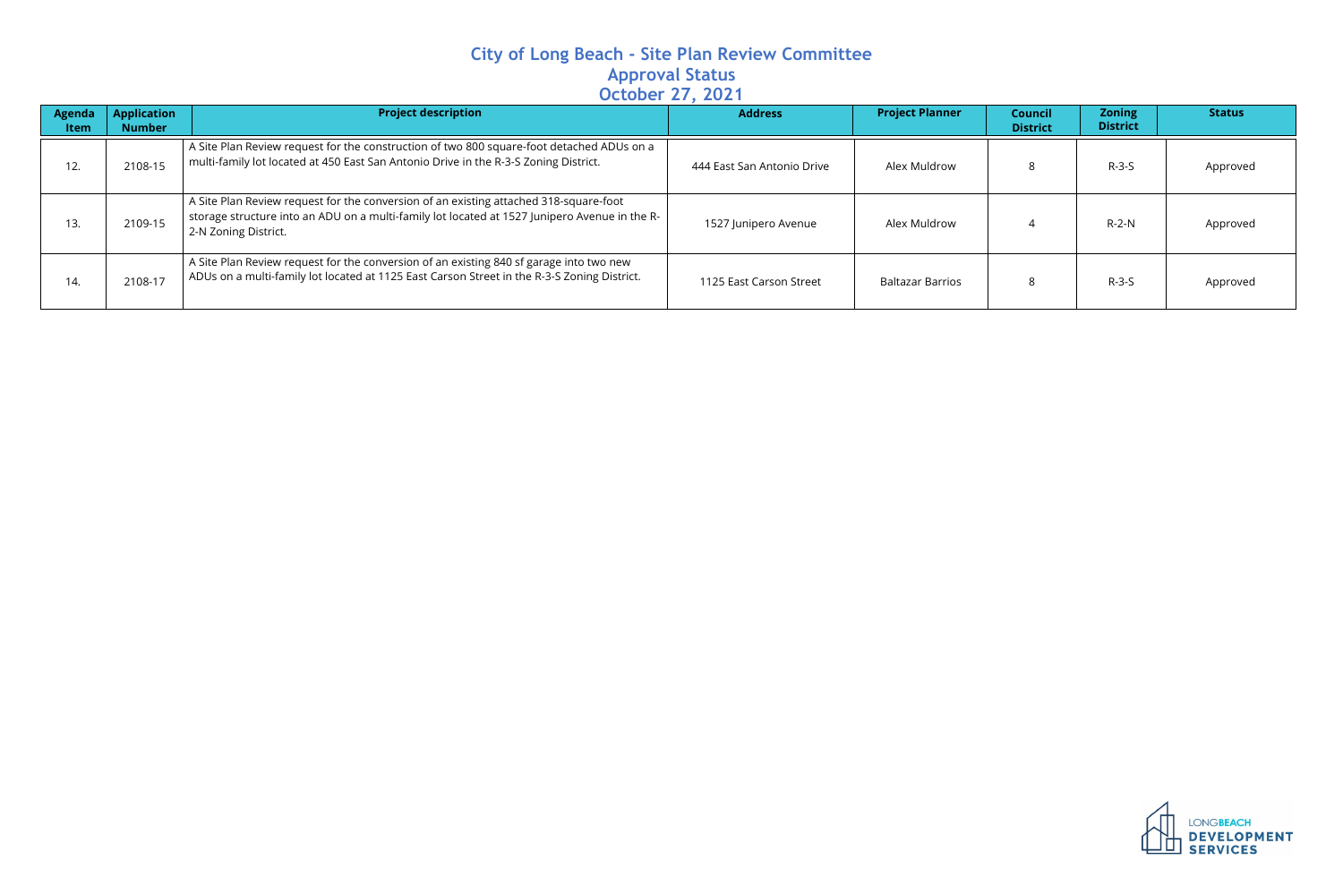# City of Long Beach - Site Plan Review Committee
## Approval Status
## October 27, 2021

| Agenda Item | Application Number | Project description | Address | Project Planner | Council District | Zoning District | Status |
|---|---|---|---|---|---|---|---|
| 12. | 2108-15 | A Site Plan Review request for the construction of two 800 square-foot detached ADUs on a multi-family lot located at 450 East San Antonio Drive in the R-3-S Zoning District. | 444 East San Antonio Drive | Alex Muldrow | 8 | R-3-S | Approved |
| 13. | 2109-15 | A Site Plan Review request for the conversion of an existing attached 318-square-foot storage structure into an ADU on a multi-family lot located at 1527 Junipero Avenue in the R-2-N Zoning District. | 1527 Junipero Avenue | Alex Muldrow | 4 | R-2-N | Approved |
| 14. | 2108-17 | A Site Plan Review request for the conversion of an existing 840 sf garage into two new ADUs on a multi-family lot located at 1125 East Carson Street in the R-3-S Zoning District. | 1125 East Carson Street | Baltazar Barrios | 8 | R-3-S | Approved |

LONGBEACH DEVELOPMENT SERVICES